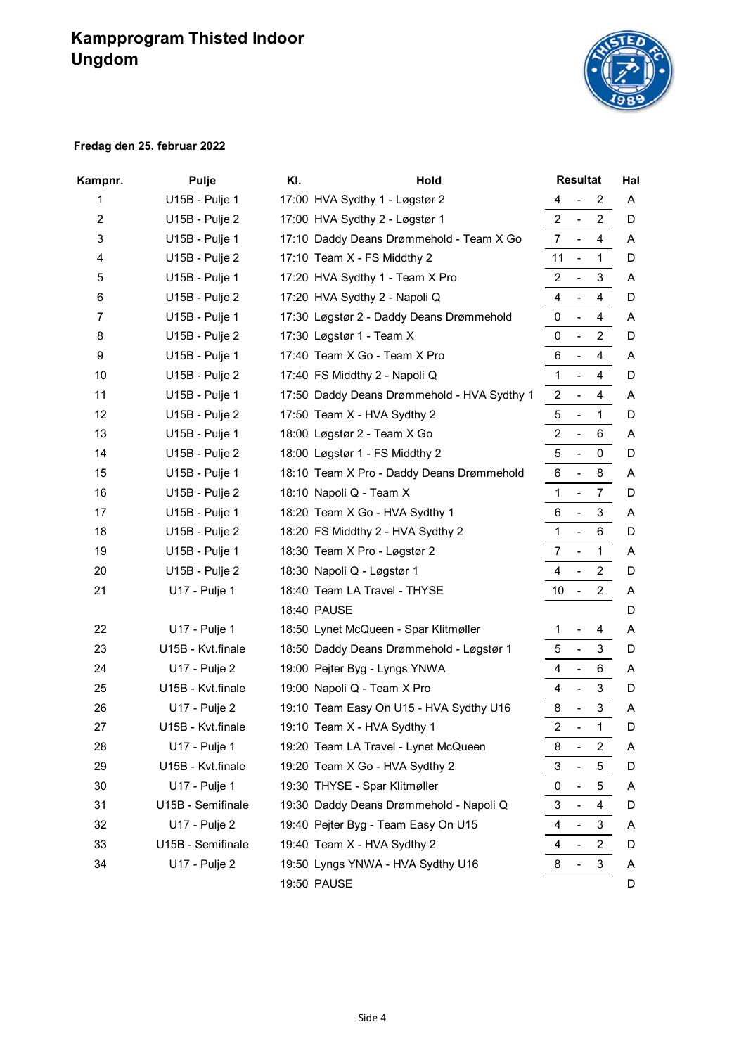# Kampprogram Thisted Indoor Ungdom

**Fredag den 25. februar 2022**

| Kampnr. | Pulje | Kl. | Hold | Resultat | Hal |
|---|---|---|---|---|---|
| 1 | U15B - Pulje 1 | 17:00 | HVA Sydthy 1 - Løgstør 2 | 4 - 2 | A |
| 2 | U15B - Pulje 2 | 17:00 | HVA Sydthy 2 - Løgstør 1 | 2 - 2 | D |
| 3 | U15B - Pulje 1 | 17:10 | Daddy Deans Drømmehold - Team X Go | 7 - 4 | A |
| 4 | U15B - Pulje 2 | 17:10 | Team X - FS Middthy 2 | 11 - 1 | D |
| 5 | U15B - Pulje 1 | 17:20 | HVA Sydthy 1 - Team X Pro | 2 - 3 | A |
| 6 | U15B - Pulje 2 | 17:20 | HVA Sydthy 2 - Napoli Q | 4 - 4 | D |
| 7 | U15B - Pulje 1 | 17:30 | Løgstør 2 - Daddy Deans Drømmehold | 0 - 4 | A |
| 8 | U15B - Pulje 2 | 17:30 | Løgstør 1 - Team X | 0 - 2 | D |
| 9 | U15B - Pulje 1 | 17:40 | Team X Go - Team X Pro | 6 - 4 | A |
| 10 | U15B - Pulje 2 | 17:40 | FS Middthy 2 - Napoli Q | 1 - 4 | D |
| 11 | U15B - Pulje 1 | 17:50 | Daddy Deans Drømmehold - HVA Sydthy 1 | 2 - 4 | A |
| 12 | U15B - Pulje 2 | 17:50 | Team X - HVA Sydthy 2 | 5 - 1 | D |
| 13 | U15B - Pulje 1 | 18:00 | Løgstør 2 - Team X Go | 2 - 6 | A |
| 14 | U15B - Pulje 2 | 18:00 | Løgstør 1 - FS Middthy 2 | 5 - 0 | D |
| 15 | U15B - Pulje 1 | 18:10 | Team X Pro - Daddy Deans Drømmehold | 6 - 8 | A |
| 16 | U15B - Pulje 2 | 18:10 | Napoli Q - Team X | 1 - 7 | D |
| 17 | U15B - Pulje 1 | 18:20 | Team X Go - HVA Sydthy 1 | 6 - 3 | A |
| 18 | U15B - Pulje 2 | 18:20 | FS Middthy 2 - HVA Sydthy 2 | 1 - 6 | D |
| 19 | U15B - Pulje 1 | 18:30 | Team X Pro - Løgstør 2 | 7 - 1 | A |
| 20 | U15B - Pulje 2 | 18:30 | Napoli Q - Løgstør 1 | 4 - 2 | D |
| 21 | U17 - Pulje 1 | 18:40 | Team LA Travel - THYSE | 10 - 2 | A |
| | | 18:40 | PAUSE | | D |
| 22 | U17 - Pulje 1 | 18:50 | Lynet McQueen - Spar Klitmøller | 1 - 4 | A |
| 23 | U15B - Kvt.finale | 18:50 | Daddy Deans Drømmehold - Løgstør 1 | 5 - 3 | D |
| 24 | U17 - Pulje 2 | 19:00 | Pejter Byg - Lyngs YNWA | 4 - 6 | A |
| 25 | U15B - Kvt.finale | 19:00 | Napoli Q - Team X Pro | 4 - 3 | D |
| 26 | U17 - Pulje 2 | 19:10 | Team Easy On U15 - HVA Sydthy U16 | 8 - 3 | A |
| 27 | U15B - Kvt.finale | 19:10 | Team X - HVA Sydthy 1 | 2 - 1 | D |
| 28 | U17 - Pulje 1 | 19:20 | Team LA Travel - Lynet McQueen | 8 - 2 | A |
| 29 | U15B - Kvt.finale | 19:20 | Team X Go - HVA Sydthy 2 | 3 - 5 | D |
| 30 | U17 - Pulje 1 | 19:30 | THYSE - Spar Klitmøller | 0 - 5 | A |
| 31 | U15B - Semifinale | 19:30 | Daddy Deans Drømmehold - Napoli Q | 3 - 4 | D |
| 32 | U17 - Pulje 2 | 19:40 | Pejter Byg - Team Easy On U15 | 4 - 3 | A |
| 33 | U15B - Semifinale | 19:40 | Team X - HVA Sydthy 2 | 4 - 2 | D |
| 34 | U17 - Pulje 2 | 19:50 | Lyngs YNWA - HVA Sydthy U16 | 8 - 3 | A |
| | | 19:50 | PAUSE | | D |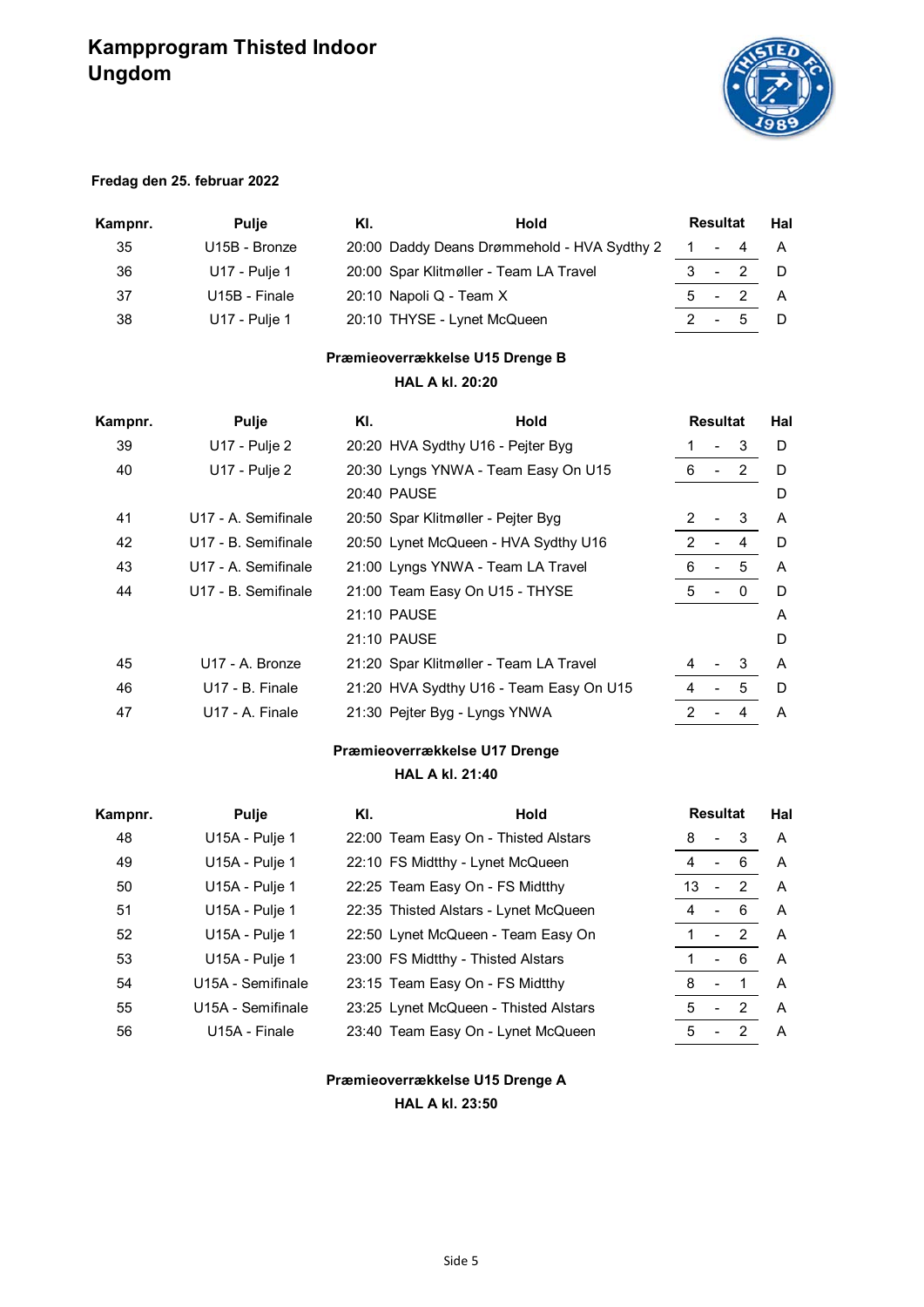# Kampprogram Thisted Indoor Ungdom

**Fredag den 25. februar 2022**

| Kampnr. | Pulje | Kl. | Hold | Resultat | Hal |
|---|---|---|---|---|---|
| 35 | U15B - Bronze | 20:00 | Daddy Deans Drømmehold - HVA Sydthy 2 | 1 - 4 | A |
| 36 | U17 - Pulje 1 | 20:00 | Spar Klitmøller - Team LA Travel | 3 - 2 | D |
| 37 | U15B - Finale | 20:10 | Napoli Q - Team X | 5 - 2 | A |
| 38 | U17 - Pulje 1 | 20:10 | THYSE - Lynet McQueen | 2 - 5 | D |

**Præmieoverrækkelse U15 Drenge B**

**HAL A kl. 20:20**

| Kampnr. | Pulje | Kl. | Hold | Resultat | Hal |
|---|---|---|---|---|---|
| 39 | U17 - Pulje 2 | 20:20 | HVA Sydthy U16 - Pejter Byg | 1 - 3 | D |
| 40 | U17 - Pulje 2 | 20:30 | Lyngs YNWA - Team Easy On U15 | 6 - 2 | D |
| | | 20:40 | PAUSE | | D |
| 41 | U17 - A. Semifinale | 20:50 | Spar Klitmøller - Pejter Byg | 2 - 3 | A |
| 42 | U17 - B. Semifinale | 20:50 | Lynet McQueen - HVA Sydthy U16 | 2 - 4 | D |
| 43 | U17 - A. Semifinale | 21:00 | Lyngs YNWA - Team LA Travel | 6 - 5 | A |
| 44 | U17 - B. Semifinale | 21:00 | Team Easy On U15 - THYSE | 5 - 0 | D |
| | | 21:10 | PAUSE | | A |
| | | 21:10 | PAUSE | | D |
| 45 | U17 - A. Bronze | 21:20 | Spar Klitmøller - Team LA Travel | 4 - 3 | A |
| 46 | U17 - B. Finale | 21:20 | HVA Sydthy U16 - Team Easy On U15 | 4 - 5 | D |
| 47 | U17 - A. Finale | 21:30 | Pejter Byg - Lyngs YNWA | 2 - 4 | A |

**Præmieoverrækkelse U17 Drenge**

**HAL A kl. 21:40**

| Kampnr. | Pulje | Kl. | Hold | Resultat | Hal |
|---|---|---|---|---|---|
| 48 | U15A - Pulje 1 | 22:00 | Team Easy On - Thisted Alstars | 8 - 3 | A |
| 49 | U15A - Pulje 1 | 22:10 | FS Midtthy - Lynet McQueen | 4 - 6 | A |
| 50 | U15A - Pulje 1 | 22:25 | Team Easy On - FS Midtthy | 13 - 2 | A |
| 51 | U15A - Pulje 1 | 22:35 | Thisted Alstars - Lynet McQueen | 4 - 6 | A |
| 52 | U15A - Pulje 1 | 22:50 | Lynet McQueen - Team Easy On | 1 - 2 | A |
| 53 | U15A - Pulje 1 | 23:00 | FS Midtthy - Thisted Alstars | 1 - 6 | A |
| 54 | U15A - Semifinale | 23:15 | Team Easy On - FS Midtthy | 8 - 1 | A |
| 55 | U15A - Semifinale | 23:25 | Lynet McQueen - Thisted Alstars | 5 - 2 | A |
| 56 | U15A - Finale | 23:40 | Team Easy On - Lynet McQueen | 5 - 2 | A |

**Præmieoverrækkelse U15 Drenge A**

**HAL A kl. 23:50**